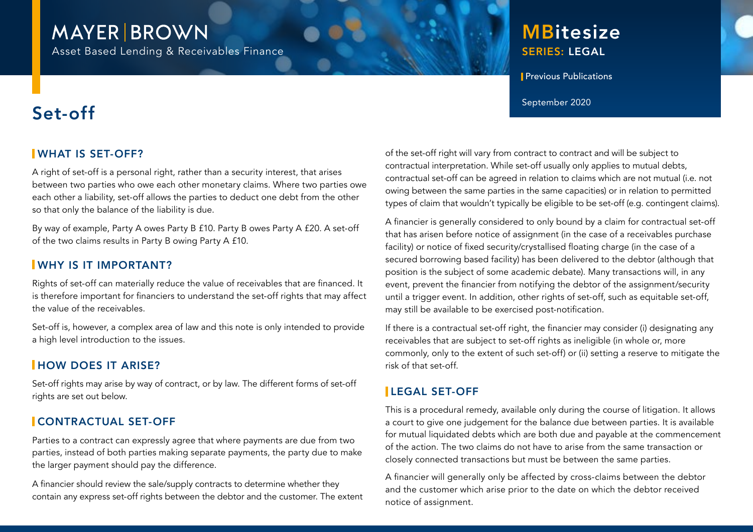MAYER | BROWN

Asset Based Lending & Receivables Finance

MBitesize

SERIES: LEGAL

Previous Publications

September 2020

# Set-off

## WHAT IS SET-OFF?

A right of set-off is a personal right, rather than a security interest, that arises between two parties who owe each other monetary claims. Where two parties owe each other a liability, set-off allows the parties to deduct one debt from the other so that only the balance of the liability is due.

By way of example, Party A owes Party B £10. Party B owes Party A £20. A set-off of the two claims results in Party B owing Party A £10.

## WHY IS IT IMPORTANT?

Rights of set-off can materially reduce the value of receivables that are financed. It is therefore important for financiers to understand the set-off rights that may affect the value of the receivables.

Set-off is, however, a complex area of law and this note is only intended to provide a high level introduction to the issues.

## HOW DOES IT ARISE?

Set-off rights may arise by way of contract, or by law. The different forms of set-off rights are set out below.

## CONTRACTUAL SET-OFF

Parties to a contract can expressly agree that where payments are due from two parties, instead of both parties making separate payments, the party due to make the larger payment should pay the difference.

A financier should review the sale/supply contracts to determine whether they contain any express set-off rights between the debtor and the customer. The extent of the set-off right will vary from contract to contract and will be subject to contractual interpretation. While set-off usually only applies to mutual debts, contractual set-off can be agreed in relation to claims which are not mutual (i.e. not owing between the same parties in the same capacities) or in relation to permitted types of claim that wouldn't typically be eligible to be set-off (e.g. contingent claims).

A financier is generally considered to only bound by a claim for contractual set-off that has arisen before notice of assignment (in the case of a receivables purchase facility) or notice of fixed security/crystallised floating charge (in the case of a secured borrowing based facility) has been delivered to the debtor (although that position is the subject of some academic debate). Many transactions will, in any event, prevent the financier from notifying the debtor of the assignment/security until a trigger event. In addition, other rights of set-off, such as equitable set-off, may still be available to be exercised post-notification.

If there is a contractual set-off right, the financier may consider (i) designating any receivables that are subject to set-off rights as ineligible (in whole or, more commonly, only to the extent of such set-off) or (ii) setting a reserve to mitigate the risk of that set-off.

## LEGAL SET-OFF

This is a procedural remedy, available only during the course of litigation. It allows a court to give one judgement for the balance due between parties. It is available for mutual liquidated debts which are both due and payable at the commencement of the action. The two claims do not have to arise from the same transaction or closely connected transactions but must be between the same parties.

A financier will generally only be affected by cross-claims between the debtor and the customer which arise prior to the date on which the debtor received notice of assignment.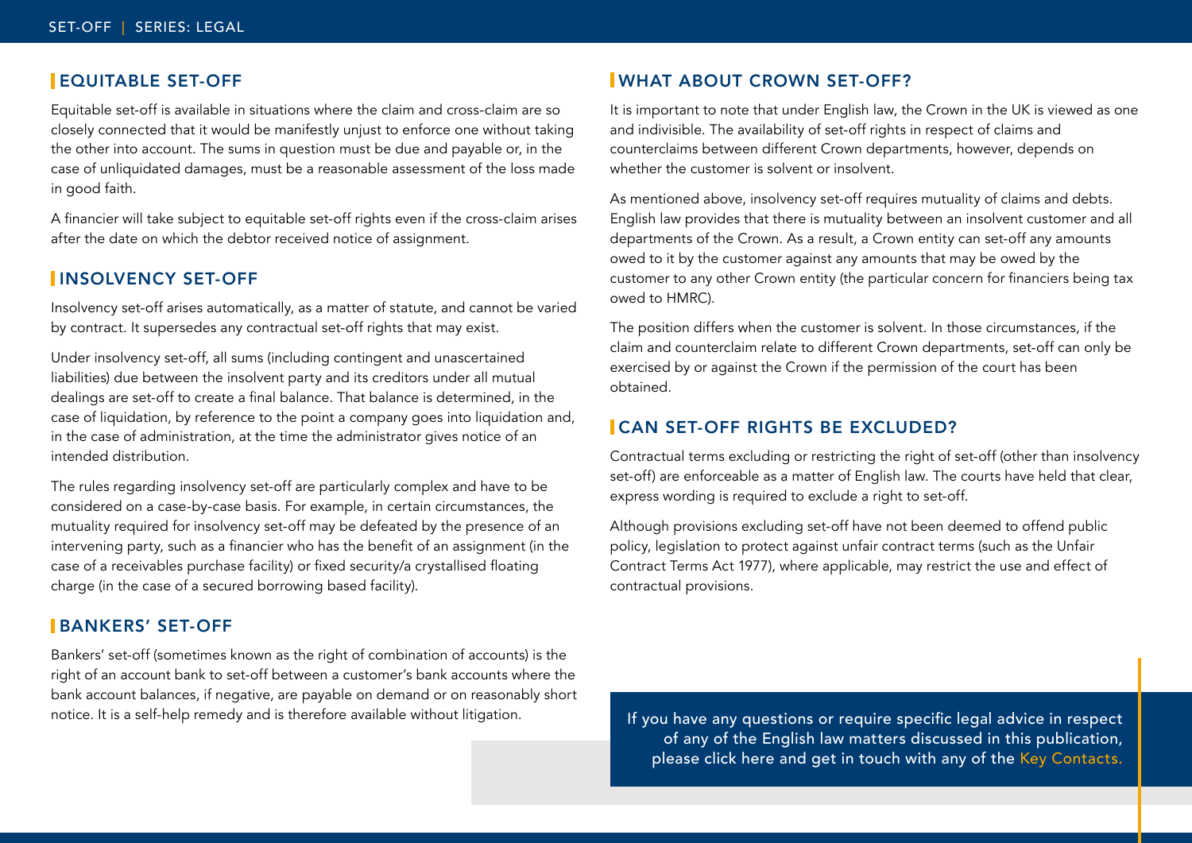## EQUITABLE SET-OFF

Equitable set-off is available in situations where the claim and cross-claim are so closely connected that it would be manifestly unjust to enforce one without taking the other into account. The sums in question must be due and payable or, in the case of unliquidated damages, must be a reasonable assessment of the loss made in good faith.

A financier will take subject to equitable set-off rights even if the cross-claim arises after the date on which the debtor received notice of assignment.

## INSOLVENCY SET-OFF

Insolvency set-off arises automatically, as a matter of statute, and cannot be varied by contract. It supersedes any contractual set-off rights that may exist.

Under insolvency set-off, all sums (including contingent and unascertained liabilities) due between the insolvent party and its creditors under all mutual dealings are set-off to create a final balance. That balance is determined, in the case of liquidation, by reference to the point a company goes into liquidation and, in the case of administration, at the time the administrator gives notice of an intended distribution.

The rules regarding insolvency set-off are particularly complex and have to be considered on a case-by-case basis. For example, in certain circumstances, the mutuality required for insolvency set-off may be defeated by the presence of an intervening party, such as a financier who has the benefit of an assignment (in the case of a receivables purchase facility) or fixed security/a crystallised floating charge (in the case of a secured borrowing based facility).

## BANKERS' SET-OFF

Bankers' set-off (sometimes known as the right of combination of accounts) is the right of an account bank to set-off between a customer's bank accounts where the bank account balances, if negative, are payable on demand or on reasonably short notice. It is a self-help remedy and is therefore available without litigation.

## WHAT ABOUT CROWN SET-OFF?

It is important to note that under English law, the Crown in the UK is viewed as one and indivisible. The availability of set-off rights in respect of claims and counterclaims between different Crown departments, however, depends on whether the customer is solvent or insolvent.

As mentioned above, insolvency set-off requires mutuality of claims and debts. English law provides that there is mutuality between an insolvent customer and all departments of the Crown. As a result, a Crown entity can set-off any amounts owed to it by the customer against any amounts that may be owed by the customer to any other Crown entity (the particular concern for financiers being tax owed to HMRC).

The position differs when the customer is solvent. In those circumstances, if the claim and counterclaim relate to different Crown departments, set-off can only be exercised by or against the Crown if the permission of the court has been obtained.

## CAN SET-OFF RIGHTS BE EXCLUDED?

Contractual terms excluding or restricting the right of set-off (other than insolvency set-off) are enforceable as a matter of English law. The courts have held that clear, express wording is required to exclude a right to set-off.

Although provisions excluding set-off have not been deemed to offend public policy, legislation to protect against unfair contract terms (such as the Unfair Contract Terms Act 1977), where applicable, may restrict the use and effect of contractual provisions.

If you have any questions or require specific legal advice in respect of any of the English law matters discussed in this publication, please click here and get in touch with any of the Key Contacts.